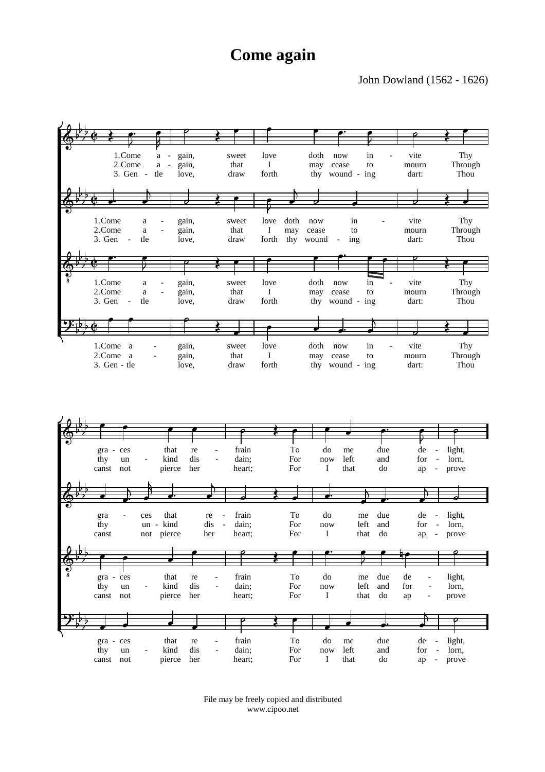# Come again

John Dowland (1562 - 1626)

1. Come again, sweet love doth now invite Thy graces that refrain To do me due delight,
2. Come again, that I may cease to mourn Through thy unkind disdain; For now left and forlorn,
3. Gentle love, draw forth thy wounding dart: Thou canst not pierce her heart; For I that do approve

File may be freely copied and distributed
www.cipoo.net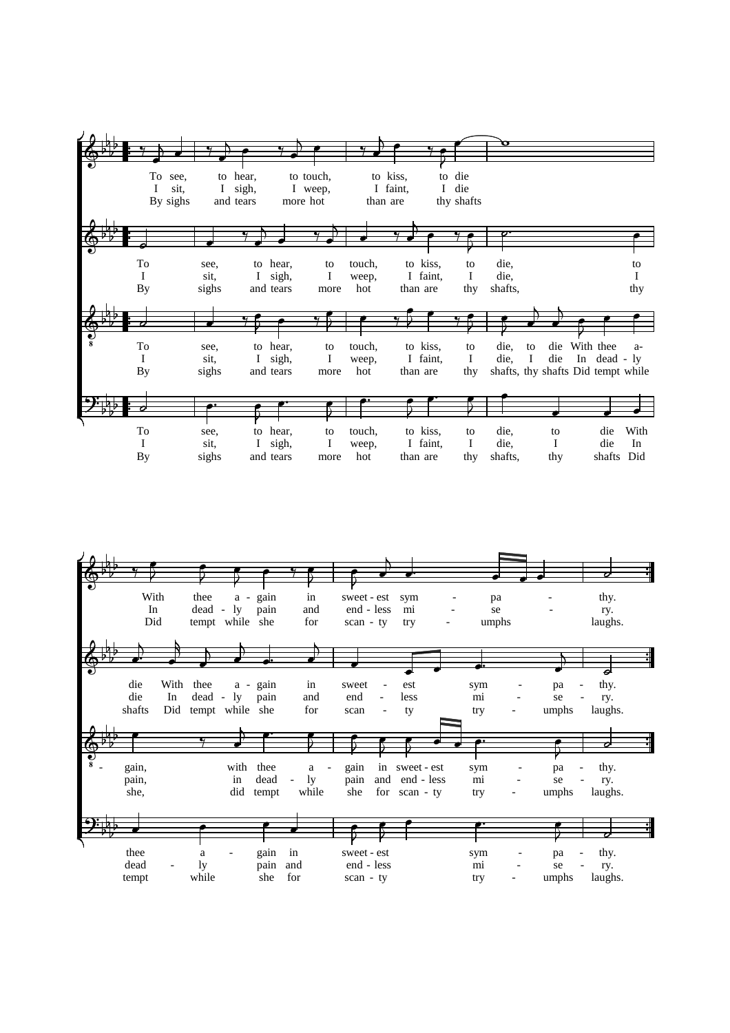To see, to hear, to touch, to kiss, to die
I sit, I sigh, I weep, I faint, I die
By sighs and tears more hot than are thy shafts

To see, to hear, to touch, to kiss, to die, to
I sit, I sigh, I weep, I faint, I die, I
By sighs and tears more hot than are thy shafts, thy

To see, to hear, to touch, to kiss, to die, to die With thee a-
I sit, I sigh, I weep, I faint, I die, I die In dead - ly
By sighs and tears more hot than are thy shafts, thy shafts Did tempt while

To see, to hear, to touch, to kiss, to die, to die With
I sit, I sigh, I weep, I faint, I die, I die In
By sighs and tears more hot than are thy shafts, thy shafts Did

With thee a - gain in sweet - est sym - pa - thy.
In dead - ly pain and end - less mi - se - ry.
Did tempt while she for scan - ty try - umphs laughs.

die With thee a - gain in sweet - est sym - pa - thy.
die In dead - ly pain and end - less mi - se - ry.
shafts Did tempt while she for scan - ty try - umphs laughs.

- gain, with thee a - gain in sweet - est sym - pa - thy.
pain, in dead - ly pain and end - less mi - se - ry.
she, did tempt while she for scan - ty try - umphs laughs.

thee a - gain in sweet - est sym - pa - thy.
dead - ly pain and end - less mi - se - ry.
tempt while she for scan - ty try - umphs laughs.